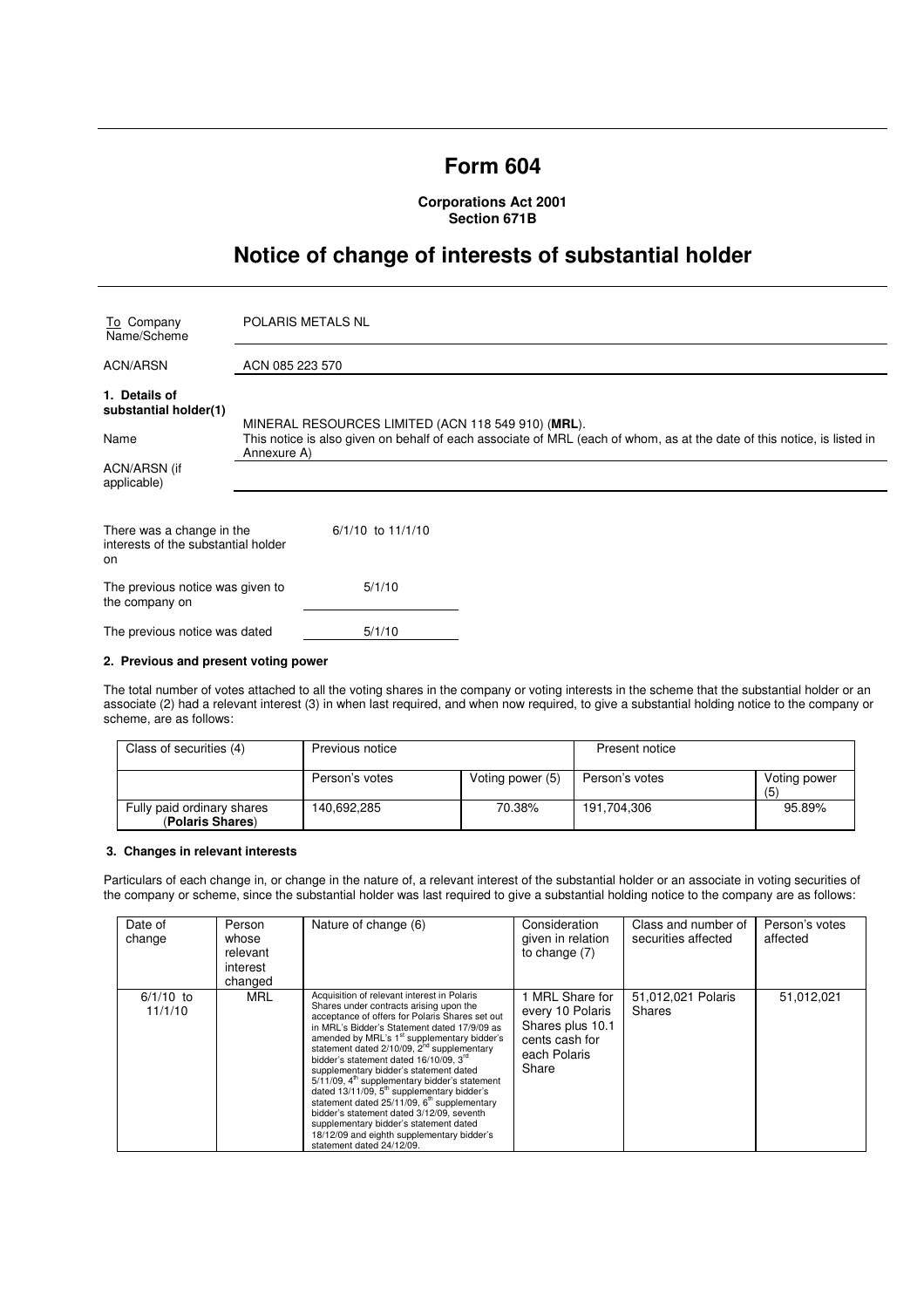# Form 604

**Corporations Act 2001**
**Section 671B**

## Notice of change of interests of substantial holder

| To Company Name/Scheme | POLARIS METALS NL |
|---|---|
| ACN/ARSN | ACN 085 223 570 |

**1. Details of substantial holder(1)**

| | |
|---|---|
| Name | MINERAL RESOURCES LIMITED (ACN 118 549 910) (**MRL**). This notice is also given on behalf of each associate of MRL (each of whom, as at the date of this notice, is listed in Annexure A) |
| ACN/ARSN (if applicable) | |

| | |
|---|---|
| There was a change in the interests of the substantial holder on | 6/1/10 to 11/1/10 |
| The previous notice was given to the company on | 5/1/10 |
| The previous notice was dated | 5/1/10 |

### 2. Previous and present voting power

The total number of votes attached to all the voting shares in the company or voting interests in the scheme that the substantial holder or an associate (2) had a relevant interest (3) in when last required, and when now required, to give a substantial holding notice to the company or scheme, are as follows:

| Class of securities (4) | Previous notice | | Present notice | |
|---|---|---|---|---|
| | Person's votes | Voting power (5) | Person's votes | Voting power (5) |
| Fully paid ordinary shares (**Polaris Shares**) | 140,692,285 | 70.38% | 191,704,306 | 95.89% |

### 3. Changes in relevant interests

Particulars of each change in, or change in the nature of, a relevant interest of the substantial holder or an associate in voting securities of the company or scheme, since the substantial holder was last required to give a substantial holding notice to the company are as follows:

| Date of change | Person whose relevant interest changed | Nature of change (6) | Consideration given in relation to change (7) | Class and number of securities affected | Person's votes affected |
|---|---|---|---|---|---|
| 6/1/10 to 11/1/10 | MRL | Acquisition of relevant interest in Polaris Shares under contracts arising upon the acceptance of offers for Polaris Shares set out in MRL's Bidder's Statement dated 17/9/09 as amended by MRL's 1st supplementary bidder's statement dated 2/10/09, 2nd supplementary bidder's statement dated 16/10/09, 3rd supplementary bidder's statement dated 5/11/09, 4th supplementary bidder's statement dated 13/11/09, 5th supplementary bidder's statement dated 25/11/09, 6th supplementary bidder's statement dated 3/12/09, seventh supplementary bidder's statement dated 18/12/09 and eighth supplementary bidder's statement dated 24/12/09. | 1 MRL Share for every 10 Polaris Shares plus 10.1 cents cash for each Polaris Share | 51,012,021 Polaris Shares | 51,012,021 |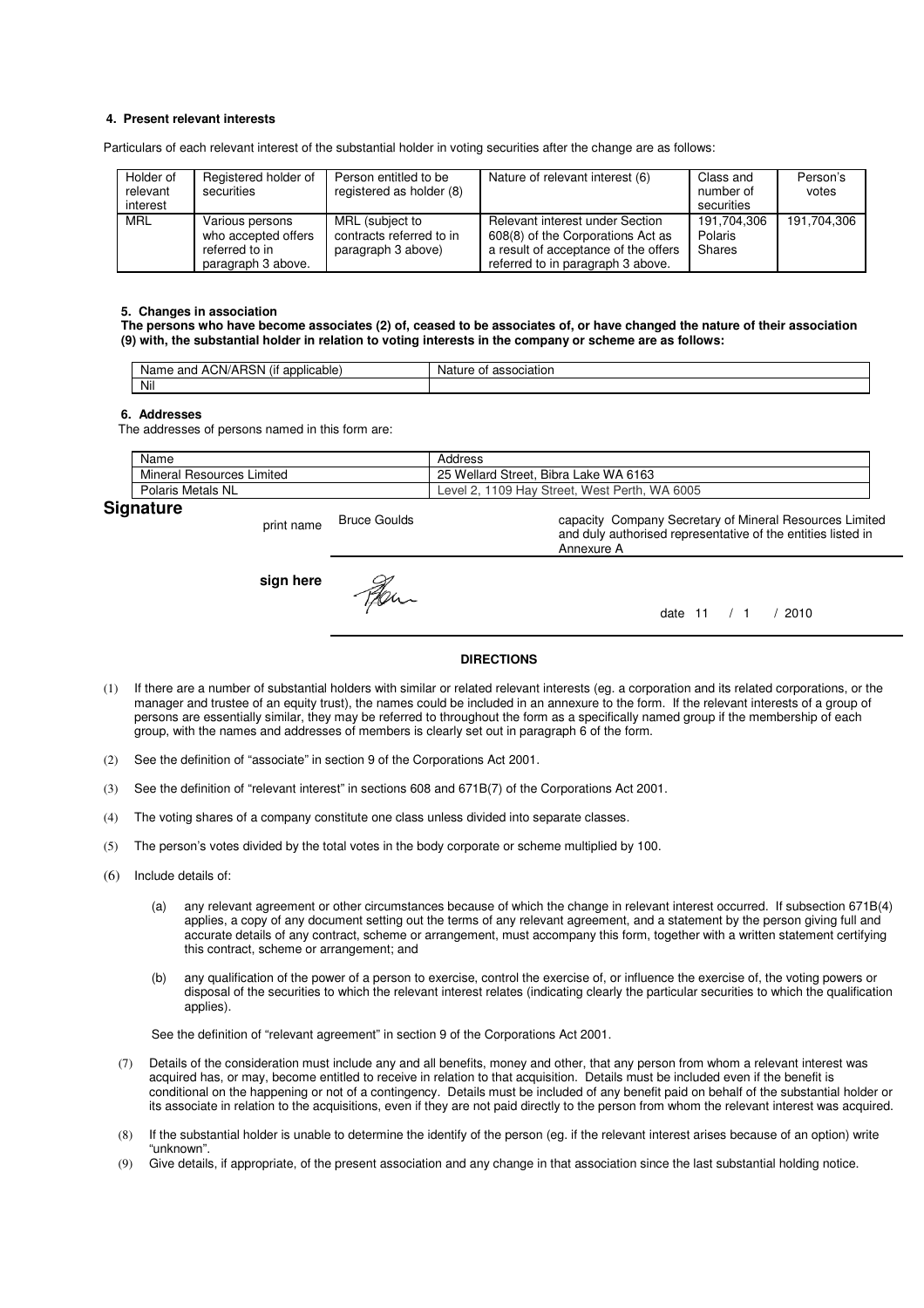#### 4. Present relevant interests

Particulars of each relevant interest of the substantial holder in voting securities after the change are as follows:

| Holder of relevant interest | Registered holder of securities | Person entitled to be registered as holder (8) | Nature of relevant interest (6) | Class and number of securities | Person's votes |
|---|---|---|---|---|---|
| MRL | Various persons who accepted offers referred to in paragraph 3 above. | MRL (subject to contracts referred to in paragraph 3 above) | Relevant interest under Section 608(8) of the Corporations Act as a result of acceptance of the offers referred to in paragraph 3 above. | 191,704,306 Polaris Shares | 191,704,306 |

#### 5. Changes in association

**The persons who have become associates (2) of, ceased to be associates of, or have changed the nature of their association (9) with, the substantial holder in relation to voting interests in the company or scheme are as follows:**

| Name and ACN/ARSN (if applicable) | Nature of association |
|---|---|
| Nil | |

#### 6. Addresses

The addresses of persons named in this form are:

| Name | Address |
|---|---|
| Mineral Resources Limited | 25 Wellard Street, Bibra Lake WA 6163 |
| Polaris Metals NL | Level 2, 1109 Hay Street, West Perth, WA 6005 |

## Signature

print name Bruce Goulds

capacity Company Secretary of Mineral Resources Limited and duly authorised representative of the entities listed in Annexure A

**sign here**

date 11 / 1 / 2010

**DIRECTIONS**

(1) If there are a number of substantial holders with similar or related relevant interests (eg. a corporation and its related corporations, or the manager and trustee of an equity trust), the names could be included in an annexure to the form. If the relevant interests of a group of persons are essentially similar, they may be referred to throughout the form as a specifically named group if the membership of each group, with the names and addresses of members is clearly set out in paragraph 6 of the form.

(2) See the definition of "associate" in section 9 of the Corporations Act 2001.

(3) See the definition of "relevant interest" in sections 608 and 671B(7) of the Corporations Act 2001.

(4) The voting shares of a company constitute one class unless divided into separate classes.

(5) The person's votes divided by the total votes in the body corporate or scheme multiplied by 100.

(6) Include details of:

(a) any relevant agreement or other circumstances because of which the change in relevant interest occurred. If subsection 671B(4) applies, a copy of any document setting out the terms of any relevant agreement, and a statement by the person giving full and accurate details of any contract, scheme or arrangement, must accompany this form, together with a written statement certifying this contract, scheme or arrangement; and

(b) any qualification of the power of a person to exercise, control the exercise of, or influence the exercise of, the voting powers or disposal of the securities to which the relevant interest relates (indicating clearly the particular securities to which the qualification applies).

See the definition of "relevant agreement" in section 9 of the Corporations Act 2001.

(7) Details of the consideration must include any and all benefits, money and other, that any person from whom a relevant interest was acquired has, or may, become entitled to receive in relation to that acquisition. Details must be included even if the benefit is conditional on the happening or not of a contingency. Details must be included of any benefit paid on behalf of the substantial holder or its associate in relation to the acquisitions, even if they are not paid directly to the person from whom the relevant interest was acquired.

(8) If the substantial holder is unable to determine the identify of the person (eg. if the relevant interest arises because of an option) write "unknown".

(9) Give details, if appropriate, of the present association and any change in that association since the last substantial holding notice.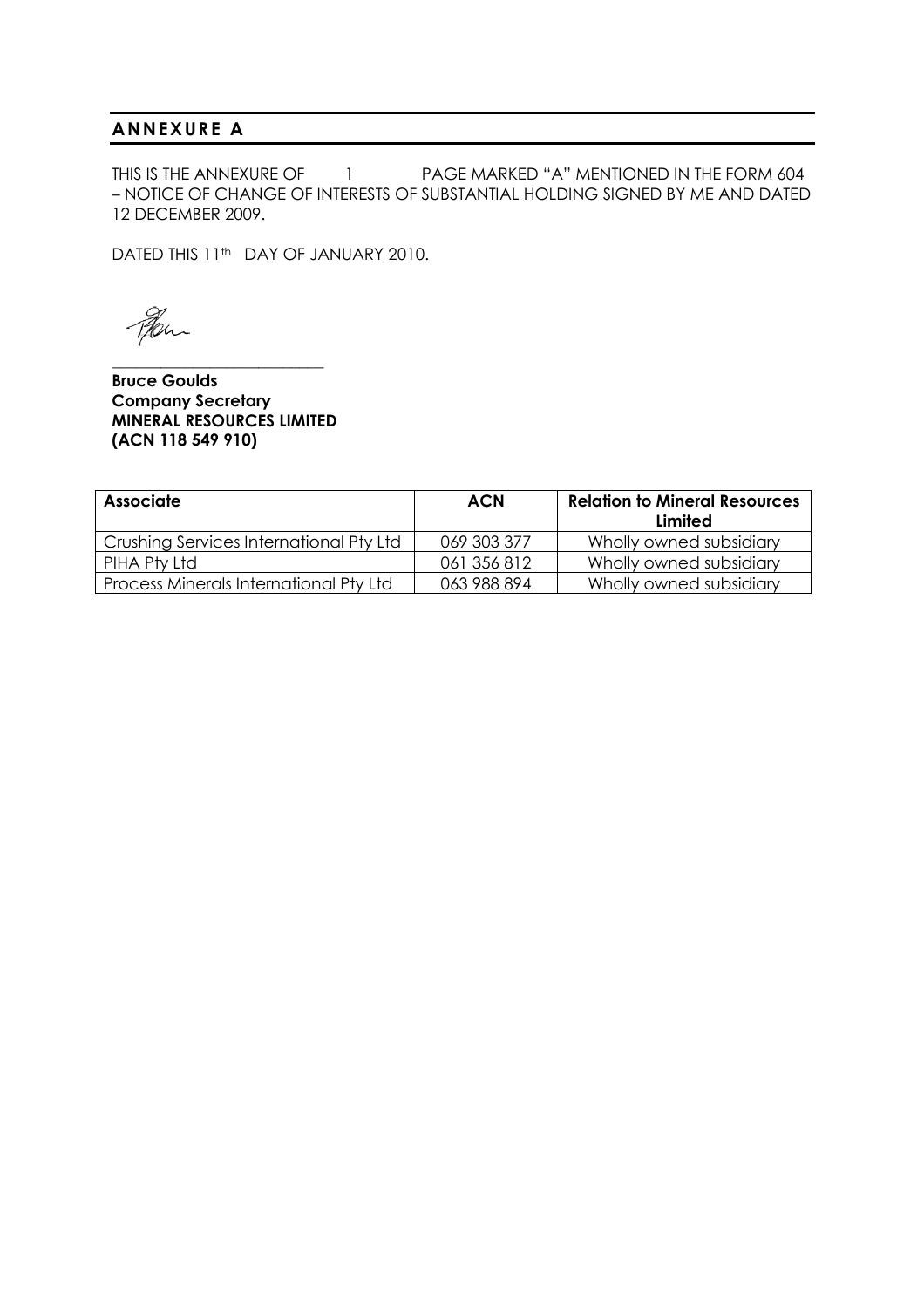## ANNEXURE A

THIS IS THE ANNEXURE OF 1 PAGE MARKED "A" MENTIONED IN THE FORM 604 – NOTICE OF CHANGE OF INTERESTS OF SUBSTANTIAL HOLDING SIGNED BY ME AND DATED 12 DECEMBER 2009.

DATED THIS 11th DAY OF JANUARY 2010.

\_\_\_\_\_\_\_\_\_\_\_\_\_\_\_\_\_\_\_\_\_\_\_\_\_\_\_\_

**Bruce Goulds**
**Company Secretary**
**MINERAL RESOURCES LIMITED**
**(ACN 118 549 910)**

| Associate | ACN | Relation to Mineral Resources Limited |
|---|---|---|
| Crushing Services International Pty Ltd | 069 303 377 | Wholly owned subsidiary |
| PIHA Pty Ltd | 061 356 812 | Wholly owned subsidiary |
| Process Minerals International Pty Ltd | 063 988 894 | Wholly owned subsidiary |